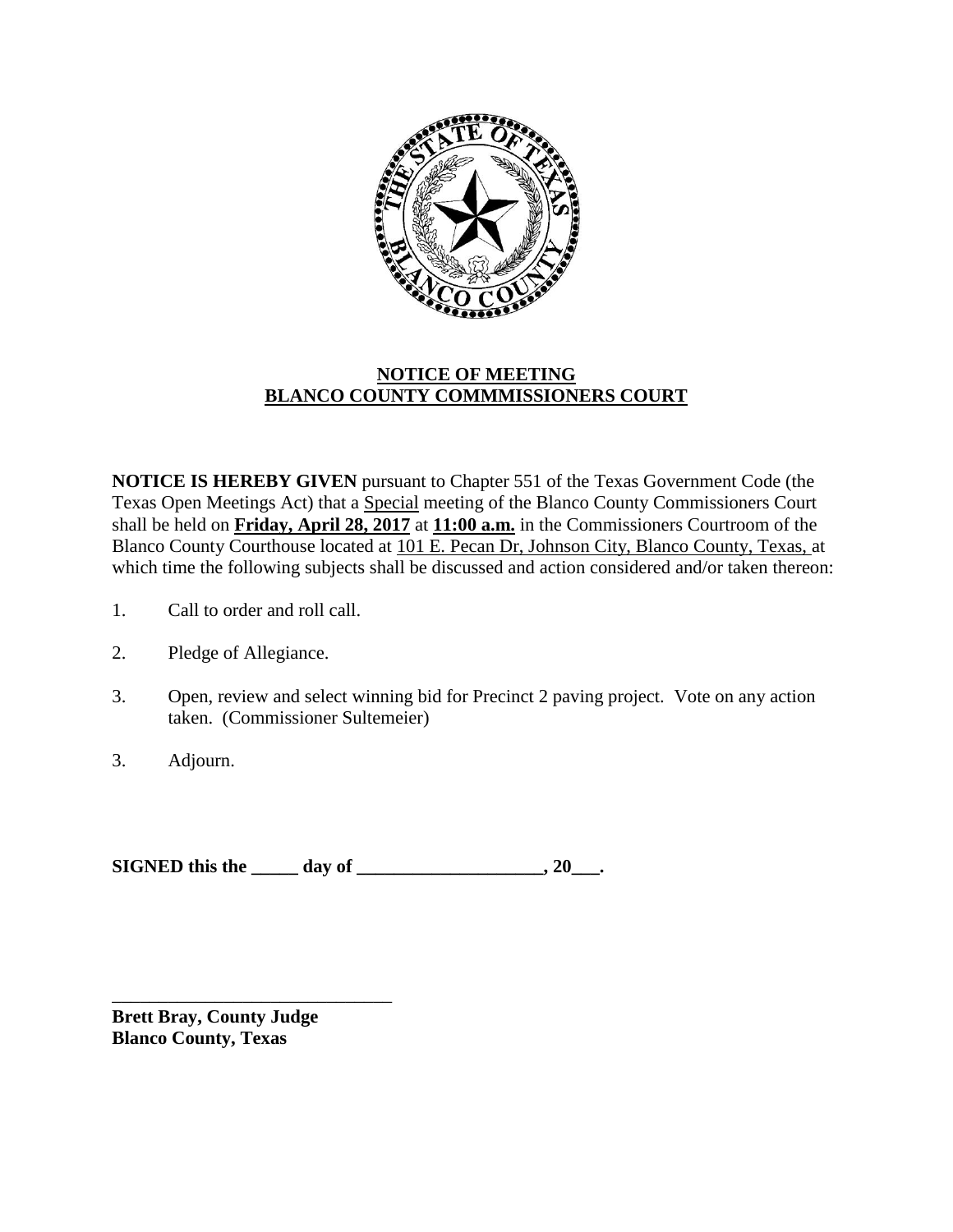**NOTICE OF MEETING**
**BLANCO COUNTY COMMMISSIONERS COURT**

**NOTICE IS HEREBY GIVEN** pursuant to Chapter 551 of the Texas Government Code (the Texas Open Meetings Act) that a Special meeting of the Blanco County Commissioners Court shall be held on **Friday, April 28, 2017** at **11:00 a.m.** in the Commissioners Courtroom of the Blanco County Courthouse located at 101 E. Pecan Dr, Johnson City, Blanco County, Texas, at which time the following subjects shall be discussed and action considered and/or taken thereon:

1. Call to order and roll call.
2. Pledge of Allegiance.
3. Open, review and select winning bid for Precinct 2 paving project. Vote on any action taken. (Commissioner Sultemeier)

3. Adjourn.

**SIGNED this the _____ day of ____________________, 20___.**

_______________________________
**Brett Bray, County Judge**
**Blanco County, Texas**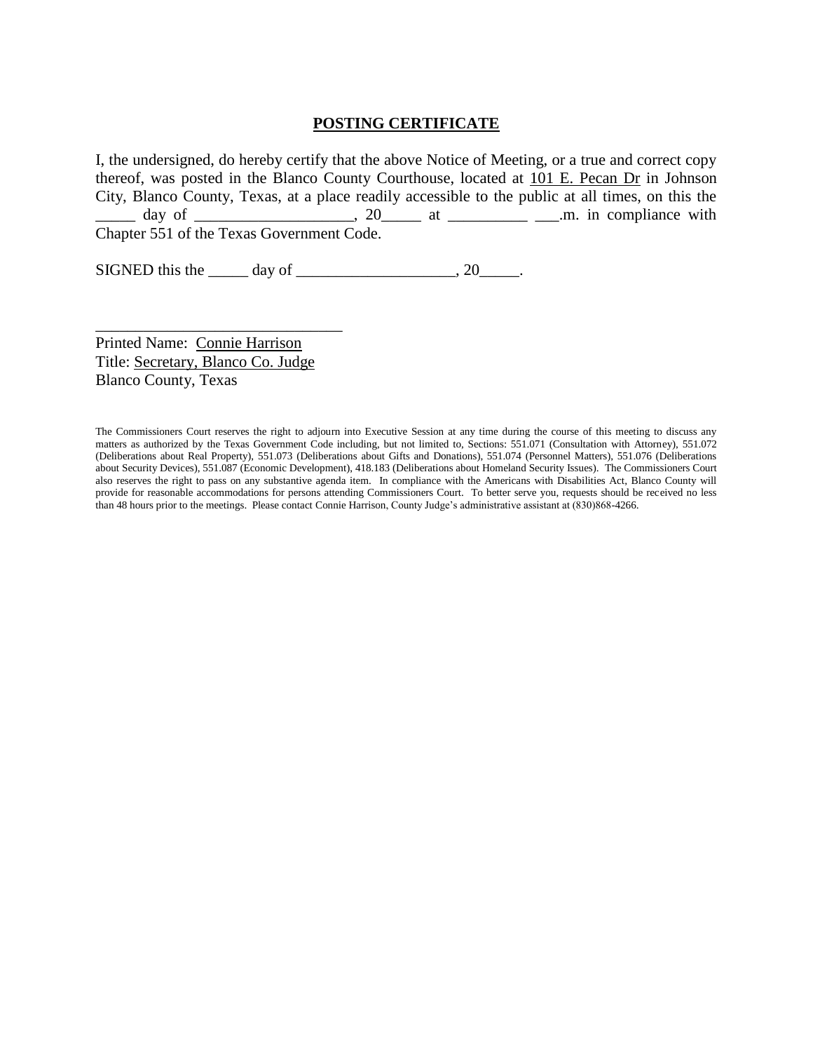## POSTING CERTIFICATE

I, the undersigned, do hereby certify that the above Notice of Meeting, or a true and correct copy thereof, was posted in the Blanco County Courthouse, located at 101 E. Pecan Dr in Johnson City, Blanco County, Texas, at a place readily accessible to the public at all times, on this the _____ day of ___________________, 20_____ at __________ ___.m. in compliance with Chapter 551 of the Texas Government Code.

SIGNED this the _____ day of ___________________, 20_____.

_______________________________
Printed Name: Connie Harrison
Title: Secretary, Blanco Co. Judge
Blanco County, Texas

The Commissioners Court reserves the right to adjourn into Executive Session at any time during the course of this meeting to discuss any matters as authorized by the Texas Government Code including, but not limited to, Sections: 551.071 (Consultation with Attorney), 551.072 (Deliberations about Real Property), 551.073 (Deliberations about Gifts and Donations), 551.074 (Personnel Matters), 551.076 (Deliberations about Security Devices), 551.087 (Economic Development), 418.183 (Deliberations about Homeland Security Issues). The Commissioners Court also reserves the right to pass on any substantive agenda item. In compliance with the Americans with Disabilities Act, Blanco County will provide for reasonable accommodations for persons attending Commissioners Court. To better serve you, requests should be received no less than 48 hours prior to the meetings. Please contact Connie Harrison, County Judge's administrative assistant at (830)868-4266.